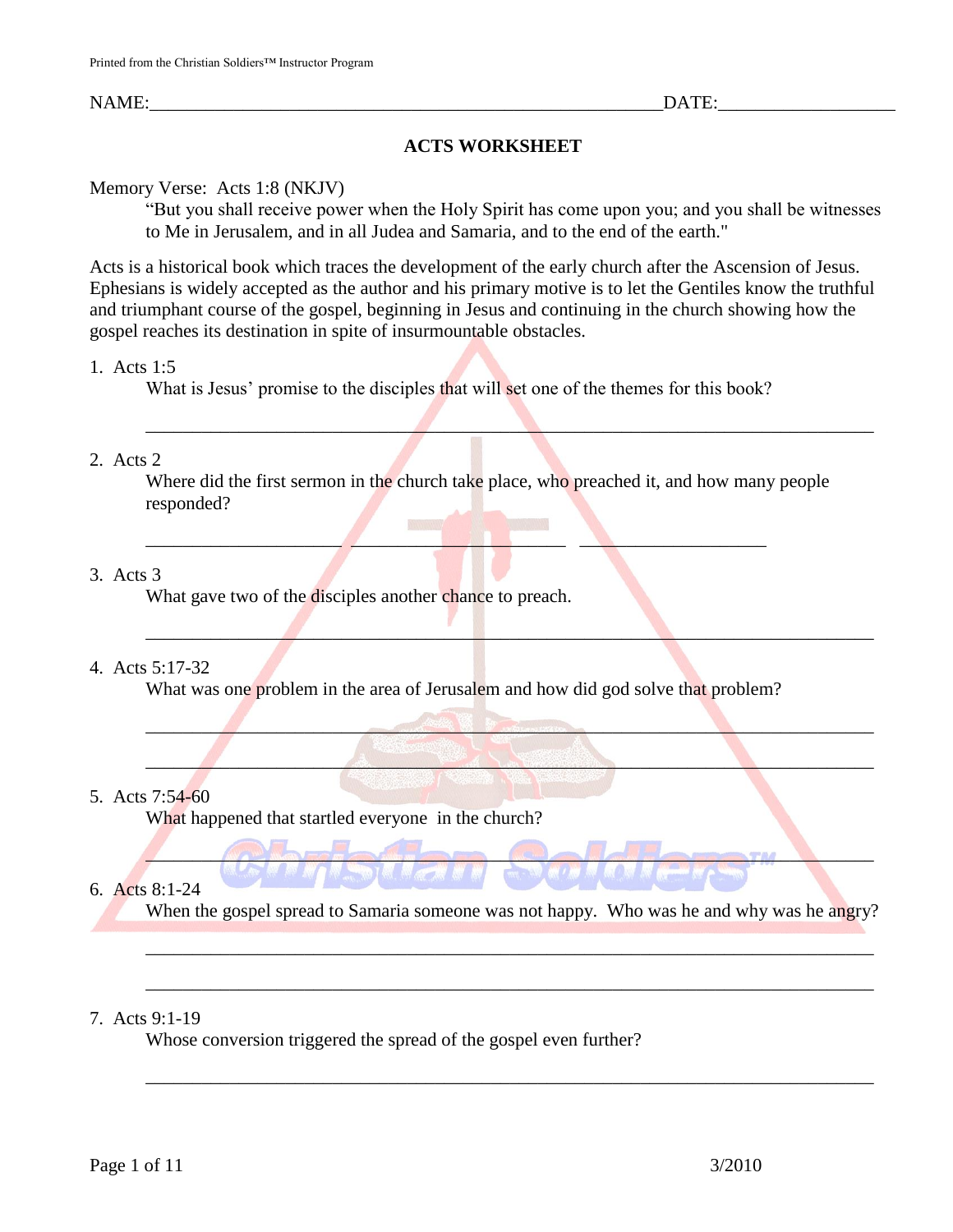NAME:_______________________________________________DATE:_________________

# ACTS WORKSHEET

Memory Verse: Acts 1:8 (NKJV)

> "But you shall receive power when the Holy Spirit has come upon you; and you shall be witnesses to Me in Jerusalem, and in all Judea and Samaria, and to the end of the earth."

Acts is a historical book which traces the development of the early church after the Ascension of Jesus. Ephesians is widely accepted as the author and his primary motive is to let the Gentiles know the truthful and triumphant course of the gospel, beginning in Jesus and continuing in the church showing how the gospel reaches its destination in spite of insurmountable obstacles.

1. Acts 1:5

   What is Jesus' promise to the disciples that will set one of the themes for this book?

   ______________________________________________________________________

2. Acts 2

   Where did the first sermon in the church take place, who preached it, and how many people responded?

   ________________________________________ ____________________

3. Acts 3

   What gave two of the disciples another chance to preach.

   ______________________________________________________________________

4. Acts 5:17-32

   What was one problem in the area of Jerusalem and how did god solve that problem?

   ______________________________________________________________________

   ______________________________________________________________________

5. Acts 7:54-60

   What happened that startled everyone in the church?

   ______________________________________________________________________

6. Acts 8:1-24

   When the gospel spread to Samaria someone was not happy. Who was he and why was he angry?

   ______________________________________________________________________

   ______________________________________________________________________

7. Acts 9:1-19

   Whose conversion triggered the spread of the gospel even further?

   ______________________________________________________________________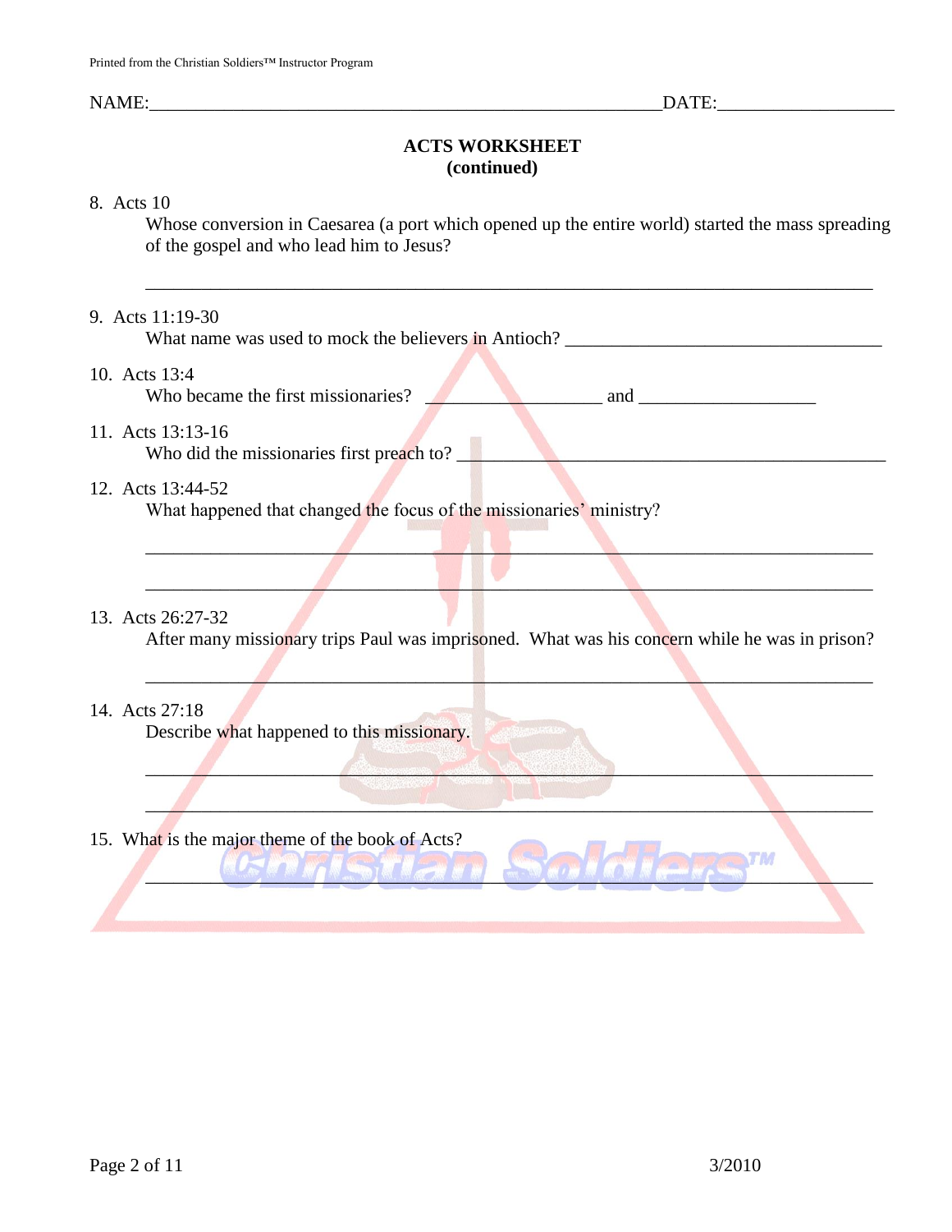NAME:______________________________________________________DATE:__________________

## ACTS WORKSHEET
**(continued)**

8. Acts 10
   Whose conversion in Caesarea (a port which opened up the entire world) started the mass spreading of the gospel and who lead him to Jesus?

   ______________________________________________________________________________

9. Acts 11:19-30
   What name was used to mock the believers in Antioch? ___________________________________

10. Acts 13:4
    Who became the first missionaries? ___________________ and ___________________

11. Acts 13:13-16
    Who did the missionaries first preach to? ______________________________________________

12. Acts 13:44-52
    What happened that changed the focus of the missionaries' ministry?

    ______________________________________________________________________________

    ______________________________________________________________________________

13. Acts 26:27-32
    After many missionary trips Paul was imprisoned. What was his concern while he was in prison?

    ______________________________________________________________________________

14. Acts 27:18
    Describe what happened to this missionary.

    ______________________________________________________________________________

    ______________________________________________________________________________

15. What is the major theme of the book of Acts?

    ______________________________________________________________________________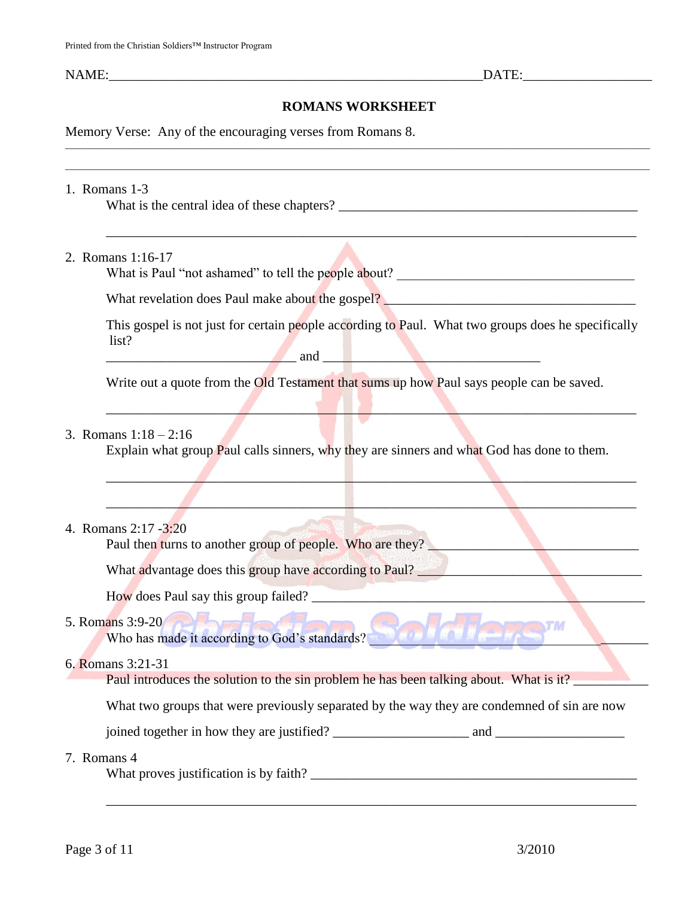NAME:_______________________________________________________DATE:__________________

## ROMANS WORKSHEET

Memory Verse: Any of the encouraging verses from Romans 8.

1. Romans 1-3

   What is the central idea of these chapters? ______________________________________________

   ___________________________________________________________________________________

2. Romans 1:16-17

   What is Paul "not ashamed" to tell the people about? ____________________________________

   What revelation does Paul make about the gospel? _____________________________________

   This gospel is not just for certain people according to Paul. What two groups does he specifically list?

   ____________________________ and ________________________________

   Write out a quote from the Old Testament that sums up how Paul says people can be saved.

   ___________________________________________________________________________________

3. Romans 1:18 – 2:16

   Explain what group Paul calls sinners, why they are sinners and what God has done to them.

   ___________________________________________________________________________________

   ___________________________________________________________________________________

4. Romans 2:17 -3:20

   Paul then turns to another group of people. Who are they? _______________________________

   What advantage does this group have according to Paul? _________________________________

   How does Paul say this group failed? _________________________________________________

5. Romans 3:9-20

   Who has made it according to God's standards? ________________________________________

6. Romans 3:21-31

   Paul introduces the solution to the sin problem he has been talking about. What is it? ___________

   What two groups that were previously separated by the way they are condemned of sin are now

   joined together in how they are justified? ____________________ and ___________________

7. Romans 4

   What proves justification is by faith? _________________________________________________

   ___________________________________________________________________________________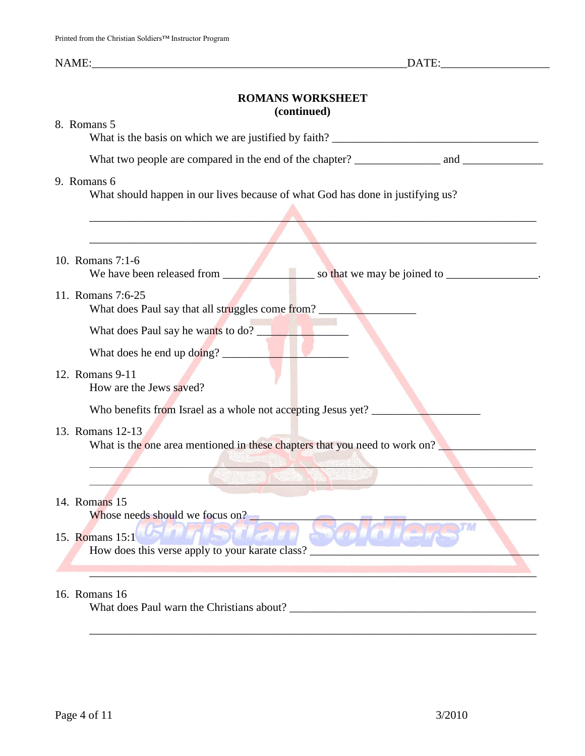NAME:_______________________________________________________DATE:__________________

**ROMANS WORKSHEET**
**(continued)**

8. Romans 5
   What is the basis on which we are justified by faith? ___________________________________

   What two people are compared in the end of the chapter? ______________ and _____________

9. Romans 6
   What should happen in our lives because of what God has done in justifying us?

   ___________________________________________________________________________

   ___________________________________________________________________________

10. Romans 7:1-6
    We have been released from ______________ so that we may be joined to _______________.

11. Romans 7:6-25
    What does Paul say that all struggles come from? ________________

    What does Paul say he wants to do? ________________

    What does he end up doing? ______________________

12. Romans 9-11
    How are the Jews saved?

    Who benefits from Israel as a whole not accepting Jesus yet? __________________

13. Romans 12-13
    What is the one area mentioned in these chapters that you need to work on? _______________

    ___________________________________________________________________________

    ___________________________________________________________________________

14. Romans 15
    Whose needs should we focus on? ___________________________________________

15. Romans 15:1
    How does this verse apply to your karate class? ____________________________________

    ___________________________________________________________________________

16. Romans 16
    What does Paul warn the Christians about? _________________________________________

    ___________________________________________________________________________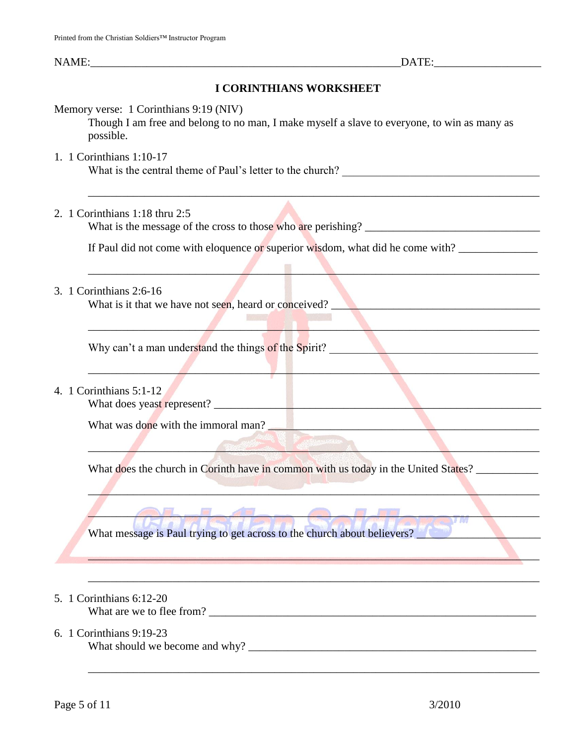NAME:_________________________________________________________DATE:__________________

## I CORINTHIANS WORKSHEET

Memory verse: 1 Corinthians 9:19 (NIV)

Though I am free and belong to no man, I make myself a slave to everyone, to win as many as possible.

1. 1 Corinthians 1:10-17
   What is the central theme of Paul's letter to the church? ____________________________________

   ______________________________________________________________________________

2. 1 Corinthians 1:18 thru 2:5
   What is the message of the cross to those who are perishing? ________________________________

   If Paul did not come with eloquence or superior wisdom, what did he come with? ______________

   ______________________________________________________________________________

3. 1 Corinthians 2:6-16
   What is it that we have not seen, heard or conceived? ____________________________________

   ______________________________________________________________________________

   Why can't a man understand the things of the Spirit? ____________________________________

   ______________________________________________________________________________

4. 1 Corinthians 5:1-12
   What does yeast represent? ________________________________________________________

   What was done with the immoral man? _____________________________________________

   ______________________________________________________________________________

   What does the church in Corinth have in common with us today in the United States? ___________

   ______________________________________________________________________________

   ______________________________________________________________________________

   What message is Paul trying to get across to the church about believers? _________________

   ______________________________________________________________________________

   ______________________________________________________________________________

5. 1 Corinthians 6:12-20
   What are we to flee from? ____________________________________________________________

6. 1 Corinthians 9:19-23
   What should we become and why? ______________________________________________________

   ______________________________________________________________________________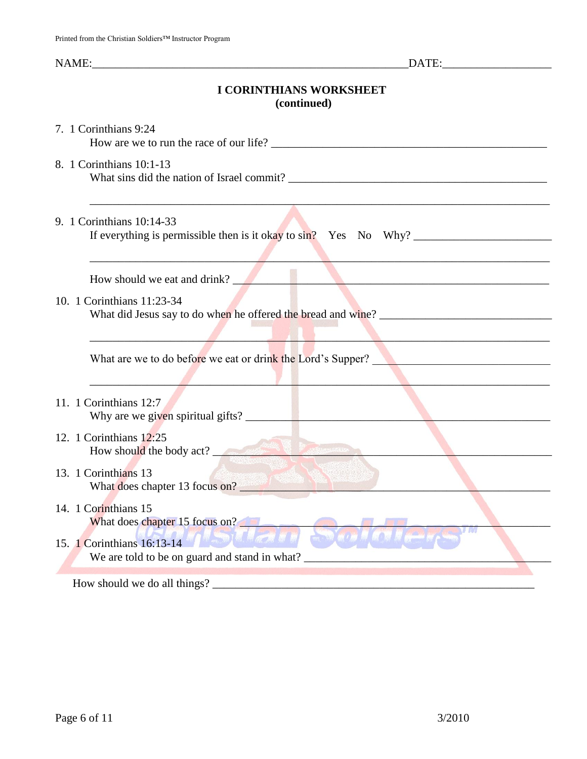NAME:_______________________________________________________DATE:___________________

**I CORINTHIANS WORKSHEET**
**(continued)**

7. 1 Corinthians 9:24
   How are we to run the race of our life? _______________________________________________

8. 1 Corinthians 10:1-13
   What sins did the nation of Israel commit? ____________________________________________

   ______________________________________________________________________________

9. 1 Corinthians 10:14-33
   If everything is permissible then is it okay to sin? Yes No Why? _______________________

   ______________________________________________________________________________

   How should we eat and drink? ______________________________________________________

10. 1 Corinthians 11:23-34
   What did Jesus say to do when he offered the bread and wine? ____________________________

   ______________________________________________________________________________

   What are we to do before we eat or drink the Lord's Supper? _____________________________

   ______________________________________________________________________________

11. 1 Corinthians 12:7
   Why are we given spiritual gifts? _____________________________________________________

12. 1 Corinthians 12:25
   How should the body act? _________________________________________________________

13. 1 Corinthians 13
   What does chapter 13 focus on? ____________________________________________________

14. 1 Corinthians 15
   What does chapter 15 focus on? ____________________________________________________

15. 1 Corinthians 16:13-14
   We are told to be on guard and stand in what? ________________________________________

   How should we do all things? ______________________________________________________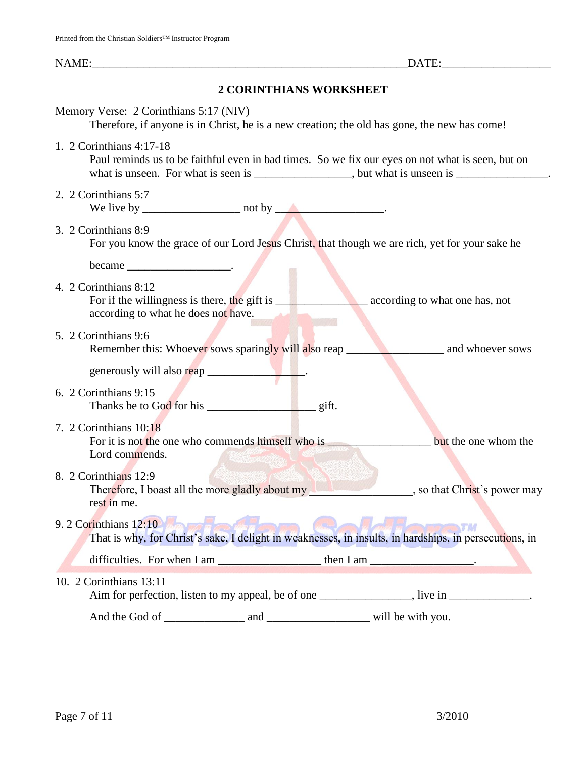NAME:___________________________________________________________DATE:____________________

## 2 CORINTHIANS WORKSHEET

Memory Verse: 2 Corinthians 5:17 (NIV)
Therefore, if anyone is in Christ, he is a new creation; the old has gone, the new has come!

1. 2 Corinthians 4:17-18
   Paul reminds us to be faithful even in bad times. So we fix our eyes on not what is seen, but on what is unseen. For what is seen is _________________, but what is unseen is ________________.

2. 2 Corinthians 5:7
   We live by _________________ not by ___________________.

3. 2 Corinthians 8:9
   For you know the grace of our Lord Jesus Christ, that though we are rich, yet for your sake he

   became __________________.

4. 2 Corinthians 8:12
   For if the willingness is there, the gift is ________________ according to what one has, not according to what he does not have.

5. 2 Corinthians 9:6
   Remember this: Whoever sows sparingly will also reap _________________ and whoever sows

   generously will also reap _________________.

6. 2 Corinthians 9:15
   Thanks be to God for his ___________________ gift.

7. 2 Corinthians 10:18
   For it is not the one who commends himself who is __________________ but the one whom the Lord commends.

8. 2 Corinthians 12:9
   Therefore, I boast all the more gladly about my __________________, so that Christ's power may rest in me.

9. 2 Corinthians 12:10
   That is why, for Christ's sake, I delight in weaknesses, in insults, in hardships, in persecutions, in

   difficulties. For when I am __________________ then I am __________________.

10. 2 Corinthians 13:11
    Aim for perfection, listen to my appeal, be of one ________________, live in ______________.

    And the God of ______________ and __________________ will be with you.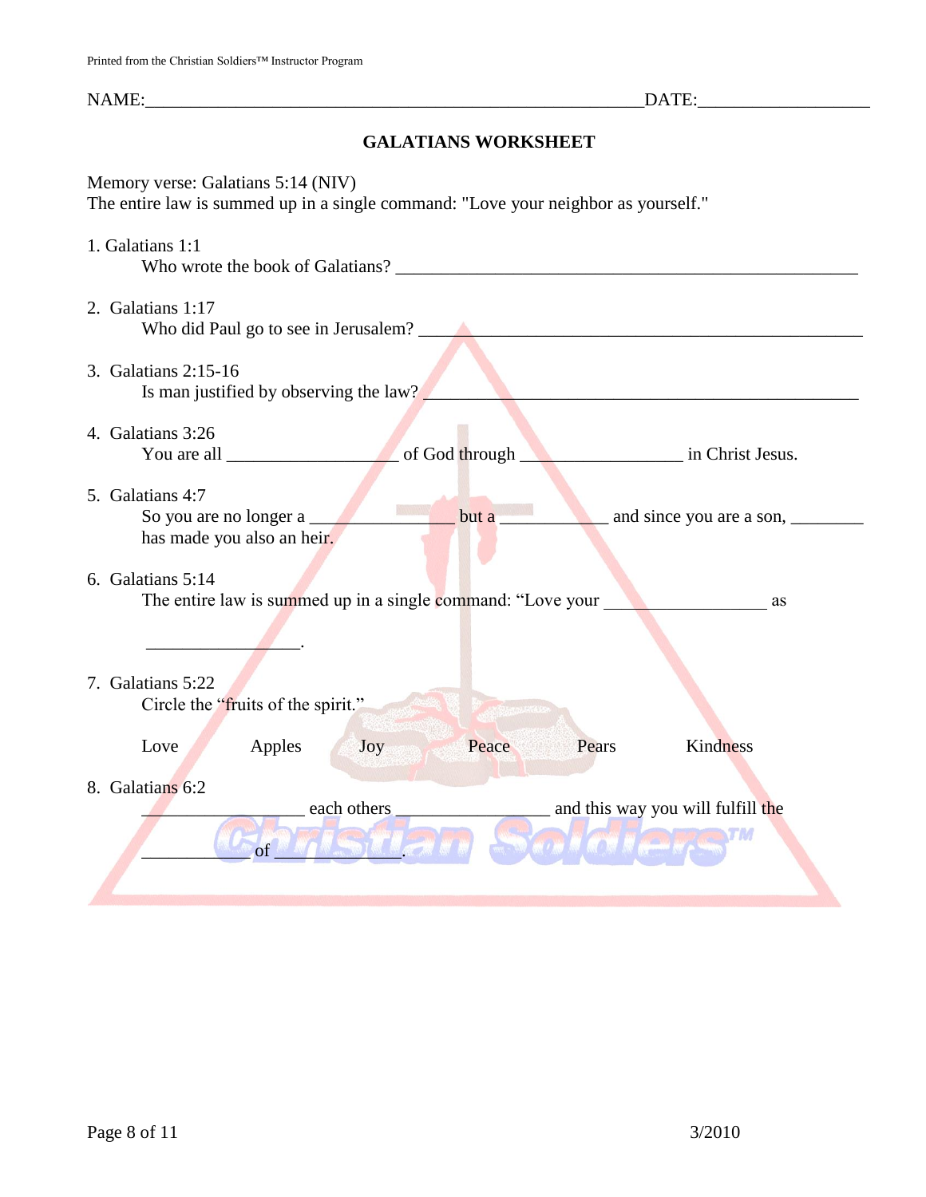NAME:___________________________________________________________DATE:___________________

## GALATIANS WORKSHEET

Memory verse: Galatians 5:14 (NIV)
The entire law is summed up in a single command: "Love your neighbor as yourself."

1. Galatians 1:1
   Who wrote the book of Galatians? _____________________________________________________

2. Galatians 1:17
   Who did Paul go to see in Jerusalem? ___________________________________________________

3. Galatians 2:15-16
   Is man justified by observing the law? __________________________________________________

4. Galatians 3:26
   You are all ___________________ of God through __________________ in Christ Jesus.

5. Galatians 4:7
   So you are no longer a ________________ but a ____________ and since you are a son, ________ has made you also an heir.

6. Galatians 5:14
   The entire law is summed up in a single command: "Love your __________________ as
   
   _________________.

7. Galatians 5:22
   Circle the "fruits of the spirit."

   Love Apples Joy Peace Pears Kindness

8. Galatians 6:2
   __________________ each others _________________ and this way you will fulfill the
   
   ____________ of ______________.

Christian Soldiers™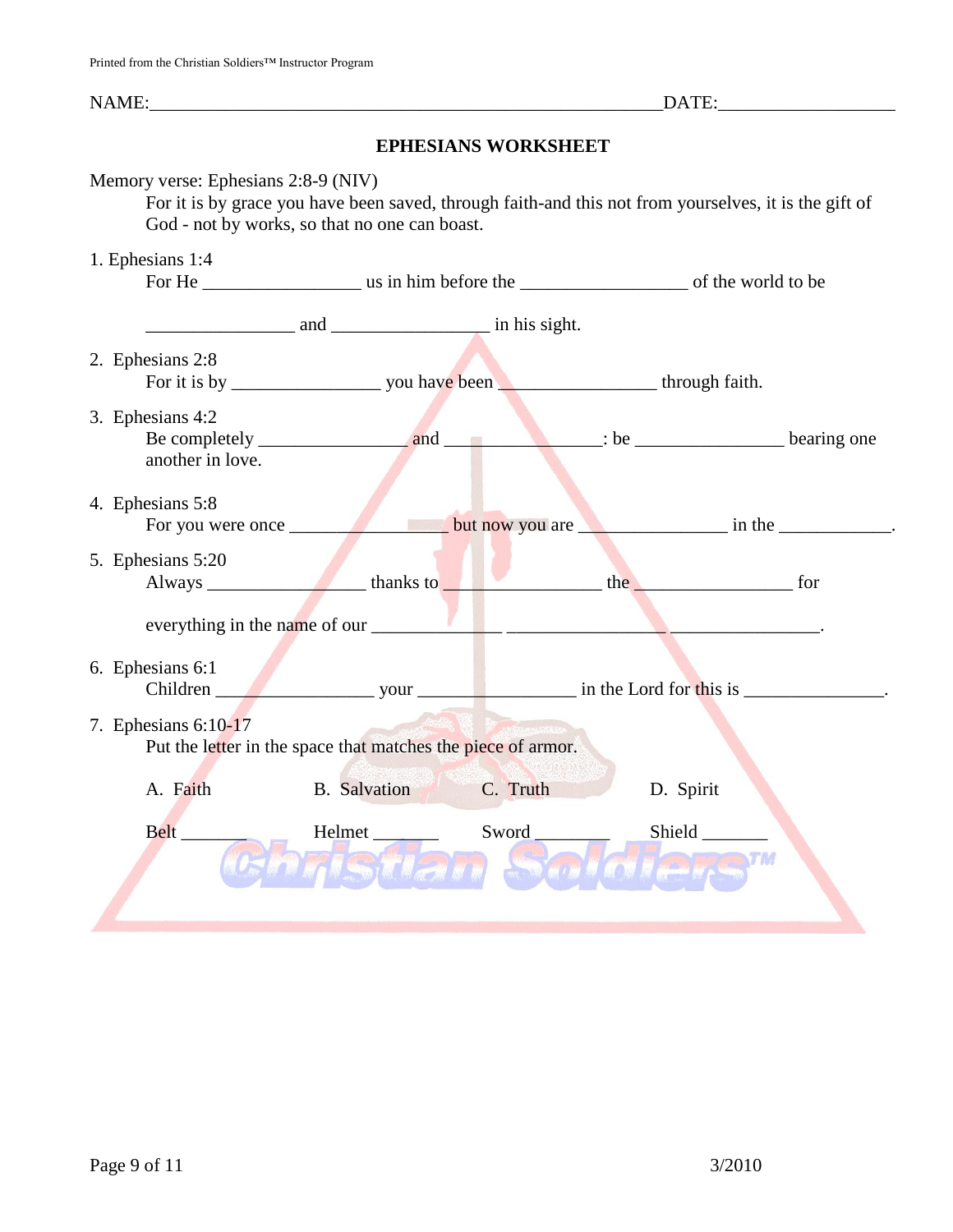NAME:_______________________________________________________DATE:___________________

## EPHESIANS WORKSHEET

Memory verse: Ephesians 2:8-9 (NIV)

For it is by grace you have been saved, through faith-and this not from yourselves, it is the gift of God - not by works, so that no one can boast.

1. Ephesians 1:4

   For He ________________ us in him before the __________________ of the world to be

   ________________ and _________________ in his sight.

2. Ephesians 2:8

   For it is by ________________ you have been ________________ through faith.

3. Ephesians 4:2

   Be completely ________________ and ________________: be ________________ bearing one another in love.

4. Ephesians 5:8

   For you were once ________________ but now you are ________________ in the ____________.

5. Ephesians 5:20

   Always _________________ thanks to _________________ the _________________ for

   everything in the name of our ______________ __________________________________.

6. Ephesians 6:1

   Children _________________ your _________________ in the Lord for this is _______________.

7. Ephesians 6:10-17

   Put the letter in the space that matches the piece of armor.

   A. Faith B. Salvation C. Truth D. Spirit

   Belt _______ Helmet _______ Sword ________ Shield _______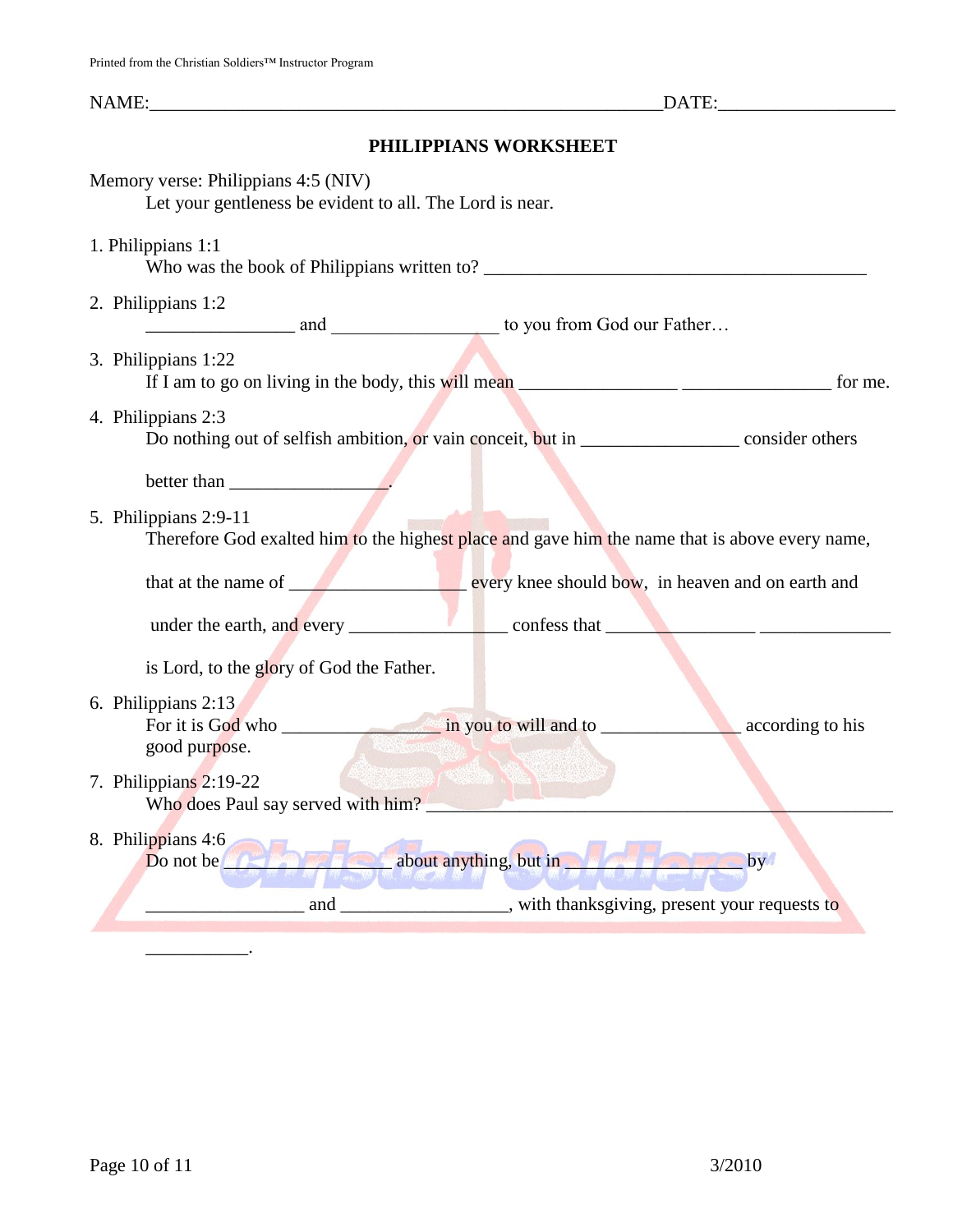NAME:______________________________________________________DATE:___________________

## PHILIPPIANS WORKSHEET

Memory verse: Philippians 4:5 (NIV)
Let your gentleness be evident to all. The Lord is near.

1. Philippians 1:1
   Who was the book of Philippians written to? ________________________________________

2. Philippians 1:2
   ________________ and _________________ to you from God our Father…

3. Philippians 1:22
   If I am to go on living in the body, this will mean ________________ ________________ for me.

4. Philippians 2:3
   Do nothing out of selfish ambition, or vain conceit, but in ________________ consider others

   better than ________________.

5. Philippians 2:9-11
   Therefore God exalted him to the highest place and gave him the name that is above every name,

   that at the name of __________________ every knee should bow, in heaven and on earth and

   under the earth, and every ________________ confess that ________________ ______________

   is Lord, to the glory of God the Father.

6. Philippians 2:13
   For it is God who ________________ in you to will and to ______________ according to his good purpose.

7. Philippians 2:19-22
   Who does Paul say served with him? ________________________________________________

8. Philippians 4:6
   Do not be ________________ about anything, but in ________________ by

   ________________ and _________________, with thanksgiving, present your requests to

   ___________.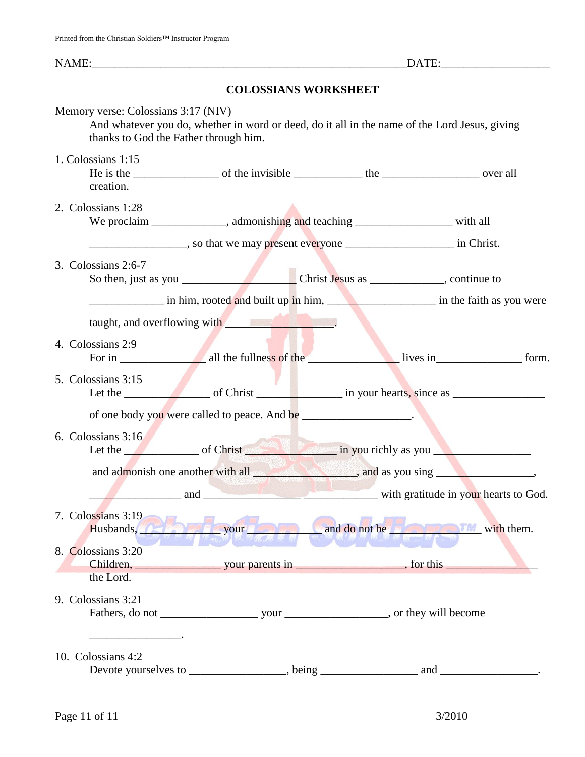NAME:\_\_\_\_\_\_\_\_\_\_\_\_\_\_\_\_\_\_\_\_\_\_\_\_\_\_\_\_\_\_\_\_\_\_\_\_\_\_\_\_\_\_\_\_\_\_\_\_\_\_\_\_\_\_\_\_DATE:\_\_\_\_\_\_\_\_\_\_\_\_\_\_\_\_\_\_\_

**COLOSSIANS WORKSHEET**

Memory verse: Colossians 3:17 (NIV)
And whatever you do, whether in word or deed, do it all in the name of the Lord Jesus, giving thanks to God the Father through him.

1. Colossians 1:15
   He is the _______________ of the invisible ____________ the _________________ over all creation.

2. Colossians 1:28
   We proclaim _____________, admonishing and teaching _________________ with all _________________, so that we may present everyone ___________________ in Christ.

3. Colossians 2:6-7
   So then, just as you ____________________ Christ Jesus as _____________, continue to _____________ in him, rooted and built up in him, ___________________ in the faith as you were taught, and overflowing with ___________________.

4. Colossians 2:9
   For in _______________ all the fullness of the ________________ lives in_______________ form.

5. Colossians 3:15
   Let the _______________ of Christ _______________ in your hearts, since as ________________ of one body you were called to peace. And be ___________________.

6. Colossians 3:16
   Let the _____________ of Christ _________________ in you richly as you _________________ and admonish one another with all _________________, and as you sing _________________, ________________ and _________________ ______________ with gratitude in your hearts to God.

7. Colossians 3:19
   Husbands, _______________ your _______________ and do not be _________________ with them.

8. Colossians 3:20
   Children, _______________ your parents in __________________, for this _________________ the Lord.

9. Colossians 3:21
   Fathers, do not _________________ your __________________, or they will become ________________.

10. Colossians 4:2
    Devote yourselves to _________________, being _________________ and _________________.